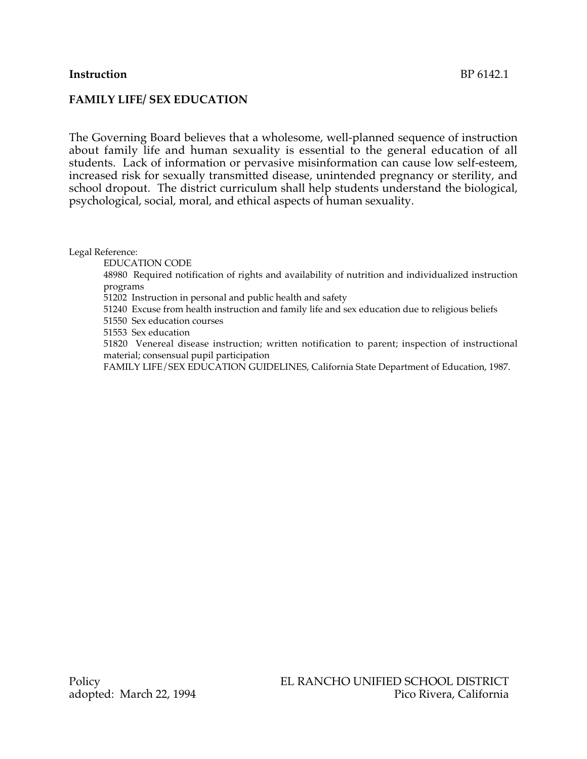**Instruction** BP 6142.1

## FAMILY LIFE/ SEX EDUCATION

The Governing Board believes that a wholesome, well-planned sequence of instruction about family life and human sexuality is essential to the general education of all students. Lack of information or pervasive misinformation can cause low self-esteem, increased risk for sexually transmitted disease, unintended pregnancy or sterility, and school dropout. The district curriculum shall help students understand the biological, psychological, social, moral, and ethical aspects of human sexuality.

Legal Reference:

EDUCATION CODE

48980 Required notification of rights and availability of nutrition and individualized instruction programs

51202 Instruction in personal and public health and safety

51240 Excuse from health instruction and family life and sex education due to religious beliefs

51550 Sex education courses

51553 Sex education

51820 Venereal disease instruction; written notification to parent; inspection of instructional material; consensual pupil participation

FAMILY LIFE/SEX EDUCATION GUIDELINES, California State Department of Education, 1987.

Policy
adopted: March 22, 1994

EL RANCHO UNIFIED SCHOOL DISTRICT
Pico Rivera, California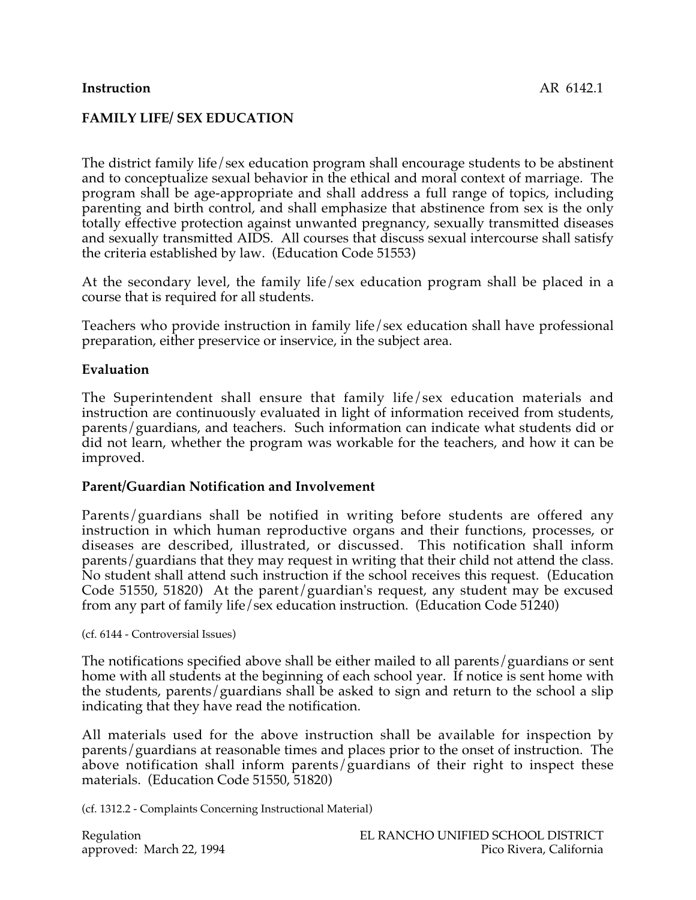**Instruction** AR 6142.1

**FAMILY LIFE/ SEX EDUCATION**

The district family life/sex education program shall encourage students to be abstinent and to conceptualize sexual behavior in the ethical and moral context of marriage. The program shall be age-appropriate and shall address a full range of topics, including parenting and birth control, and shall emphasize that abstinence from sex is the only totally effective protection against unwanted pregnancy, sexually transmitted diseases and sexually transmitted AIDS. All courses that discuss sexual intercourse shall satisfy the criteria established by law. (Education Code 51553)

At the secondary level, the family life/sex education program shall be placed in a course that is required for all students.

Teachers who provide instruction in family life/sex education shall have professional preparation, either preservice or inservice, in the subject area.

**Evaluation**

The Superintendent shall ensure that family life/sex education materials and instruction are continuously evaluated in light of information received from students, parents/guardians, and teachers. Such information can indicate what students did or did not learn, whether the program was workable for the teachers, and how it can be improved.

**Parent/Guardian Notification and Involvement**

Parents/guardians shall be notified in writing before students are offered any instruction in which human reproductive organs and their functions, processes, or diseases are described, illustrated, or discussed. This notification shall inform parents/guardians that they may request in writing that their child not attend the class. No student shall attend such instruction if the school receives this request. (Education Code 51550, 51820) At the parent/guardian's request, any student may be excused from any part of family life/sex education instruction. (Education Code 51240)

(cf. 6144 - Controversial Issues)

The notifications specified above shall be either mailed to all parents/guardians or sent home with all students at the beginning of each school year. If notice is sent home with the students, parents/guardians shall be asked to sign and return to the school a slip indicating that they have read the notification.

All materials used for the above instruction shall be available for inspection by parents/guardians at reasonable times and places prior to the onset of instruction. The above notification shall inform parents/guardians of their right to inspect these materials. (Education Code 51550, 51820)

(cf. 1312.2 - Complaints Concerning Instructional Material)

Regulation
approved: March 22, 1994

EL RANCHO UNIFIED SCHOOL DISTRICT
Pico Rivera, California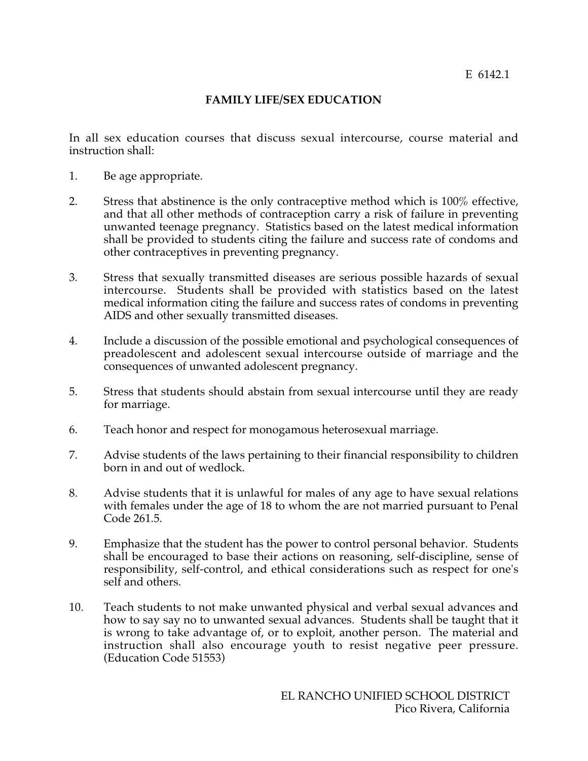E 6142.1

# FAMILY LIFE/SEX EDUCATION

In all sex education courses that discuss sexual intercourse, course material and instruction shall:

1. Be age appropriate.

2. Stress that abstinence is the only contraceptive method which is 100% effective, and that all other methods of contraception carry a risk of failure in preventing unwanted teenage pregnancy. Statistics based on the latest medical information shall be provided to students citing the failure and success rate of condoms and other contraceptives in preventing pregnancy.

3. Stress that sexually transmitted diseases are serious possible hazards of sexual intercourse. Students shall be provided with statistics based on the latest medical information citing the failure and success rates of condoms in preventing AIDS and other sexually transmitted diseases.

4. Include a discussion of the possible emotional and psychological consequences of preadolescent and adolescent sexual intercourse outside of marriage and the consequences of unwanted adolescent pregnancy.

5. Stress that students should abstain from sexual intercourse until they are ready for marriage.

6. Teach honor and respect for monogamous heterosexual marriage.

7. Advise students of the laws pertaining to their financial responsibility to children born in and out of wedlock.

8. Advise students that it is unlawful for males of any age to have sexual relations with females under the age of 18 to whom the are not married pursuant to Penal Code 261.5.

9. Emphasize that the student has the power to control personal behavior. Students shall be encouraged to base their actions on reasoning, self-discipline, sense of responsibility, self-control, and ethical considerations such as respect for one's self and others.

10. Teach students to not make unwanted physical and verbal sexual advances and how to say say no to unwanted sexual advances. Students shall be taught that it is wrong to take advantage of, or to exploit, another person. The material and instruction shall also encourage youth to resist negative peer pressure. (Education Code 51553)

EL RANCHO UNIFIED SCHOOL DISTRICT
Pico Rivera, California